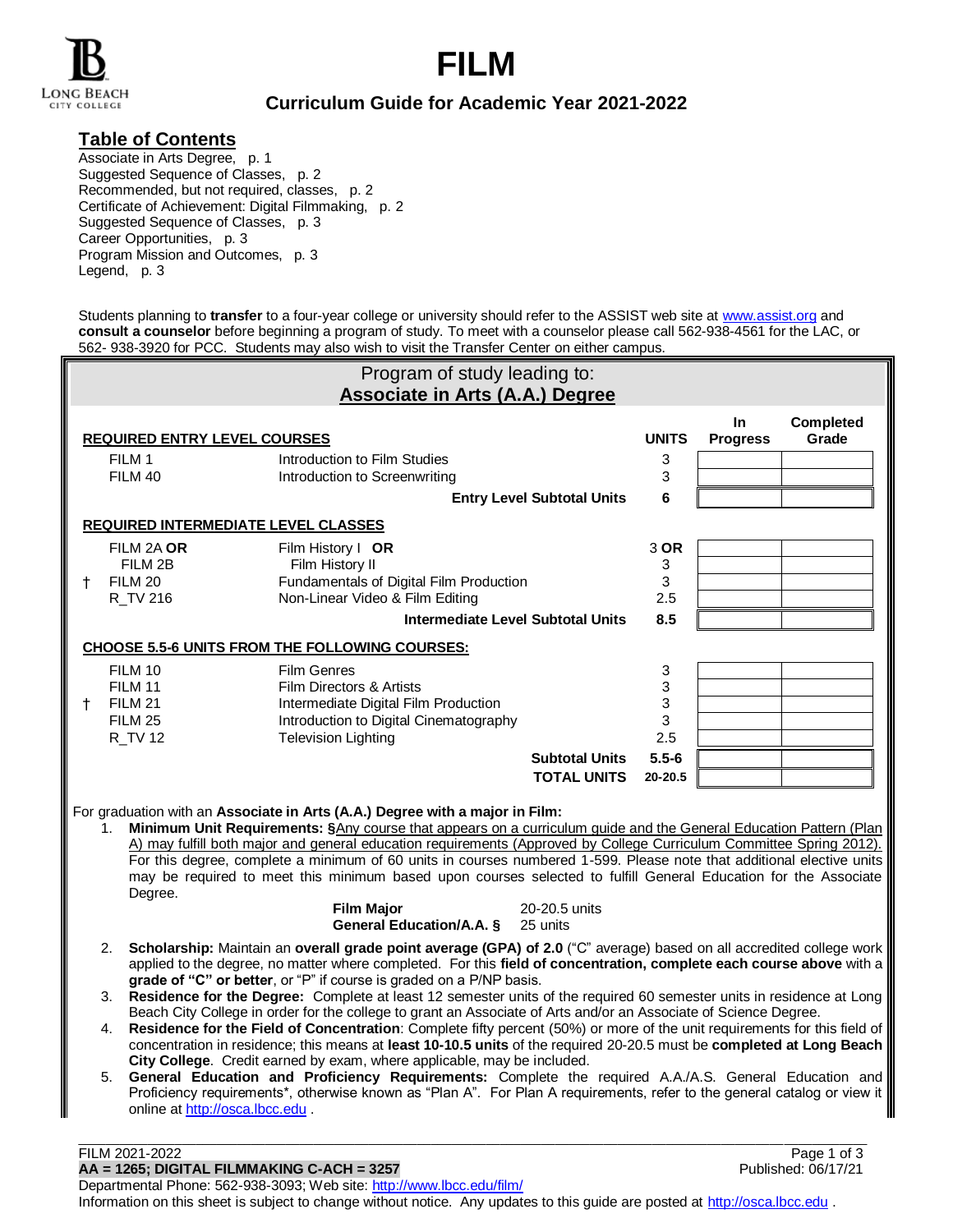# FILM

## Curriculum Guide for Academic Year 2021-2022

## Table of Contents

Associate in Arts Degree, p. 1
Suggested Sequence of Classes, p. 2
Recommended, but not required, classes, p. 2
Certificate of Achievement: Digital Filmmaking, p. 2
Suggested Sequence of Classes, p. 3
Career Opportunities, p. 3
Program Mission and Outcomes, p. 3
Legend, p. 3

Students planning to **transfer** to a four-year college or university should refer to the ASSIST web site at www.assist.org and **consult a counselor** before beginning a program of study. To meet with a counselor please call 562-938-4561 for the LAC, or 562- 938-3920 for PCC. Students may also wish to visit the Transfer Center on either campus.

## Program of study leading to: Associate in Arts (A.A.) Degree

| **REQUIRED ENTRY LEVEL COURSES** | | **UNITS** | **In Progress** | **Completed Grade** |
|---|---|---|---|---|
| FILM 1 | Introduction to Film Studies | 3 | | |
| FILM 40 | Introduction to Screenwriting | 3 | | |
| | **Entry Level Subtotal Units** | **6** | | |
| **REQUIRED INTERMEDIATE LEVEL CLASSES** | | | | |
| FILM 2A **OR** FILM 2B | Film History I **OR** Film History II | 3 **OR** 3 | | |
| † FILM 20 | Fundamentals of Digital Film Production | 3 | | |
| R_TV 216 | Non-Linear Video & Film Editing | 2.5 | | |
| | **Intermediate Level Subtotal Units** | **8.5** | | |
| **CHOOSE 5.5-6 UNITS FROM THE FOLLOWING COURSES:** | | | | |
| FILM 10 | Film Genres | 3 | | |
| FILM 11 | Film Directors & Artists | 3 | | |
| † FILM 21 | Intermediate Digital Film Production | 3 | | |
| FILM 25 | Introduction to Digital Cinematography | 3 | | |
| R_TV 12 | Television Lighting | 2.5 | | |
| | **Subtotal Units** | **5.5-6** | | |
| | **TOTAL UNITS** | **20-20.5** | | |

For graduation with an **Associate in Arts (A.A.) Degree with a major in Film:**

1. **Minimum Unit Requirements: §**Any course that appears on a curriculum guide and the General Education Pattern (Plan A) may fulfill both major and general education requirements (Approved by College Curriculum Committee Spring 2012). For this degree, complete a minimum of 60 units in courses numbered 1-599. Please note that additional elective units may be required to meet this minimum based upon courses selected to fulfill General Education for the Associate Degree.

   **Film Major** 20-20.5 units
   **General Education/A.A. §** 25 units

2. **Scholarship:** Maintain an **overall grade point average (GPA) of 2.0** ("C" average) based on all accredited college work applied to the degree, no matter where completed. For this **field of concentration, complete each course above** with a **grade of "C" or better**, or "P" if course is graded on a P/NP basis.
3. **Residence for the Degree:** Complete at least 12 semester units of the required 60 semester units in residence at Long Beach City College in order for the college to grant an Associate of Arts and/or an Associate of Science Degree.
4. **Residence for the Field of Concentration**: Complete fifty percent (50%) or more of the unit requirements for this field of concentration in residence; this means at **least 10-10.5 units** of the required 20-20.5 must be **completed at Long Beach City College**. Credit earned by exam, where applicable, may be included.
5. **General Education and Proficiency Requirements:** Complete the required A.A./A.S. General Education and Proficiency requirements*, otherwise known as "Plan A". For Plan A requirements, refer to the general catalog or view it online at http://osca.lbcc.edu .

FILM 2021-2022
**AA = 1265; DIGITAL FILMMAKING C-ACH = 3257**
Published: 06/17/21
Departmental Phone: 562-938-3093; Web site: http://www.lbcc.edu/film/
Information on this sheet is subject to change without notice. Any updates to this guide are posted at http://osca.lbcc.edu .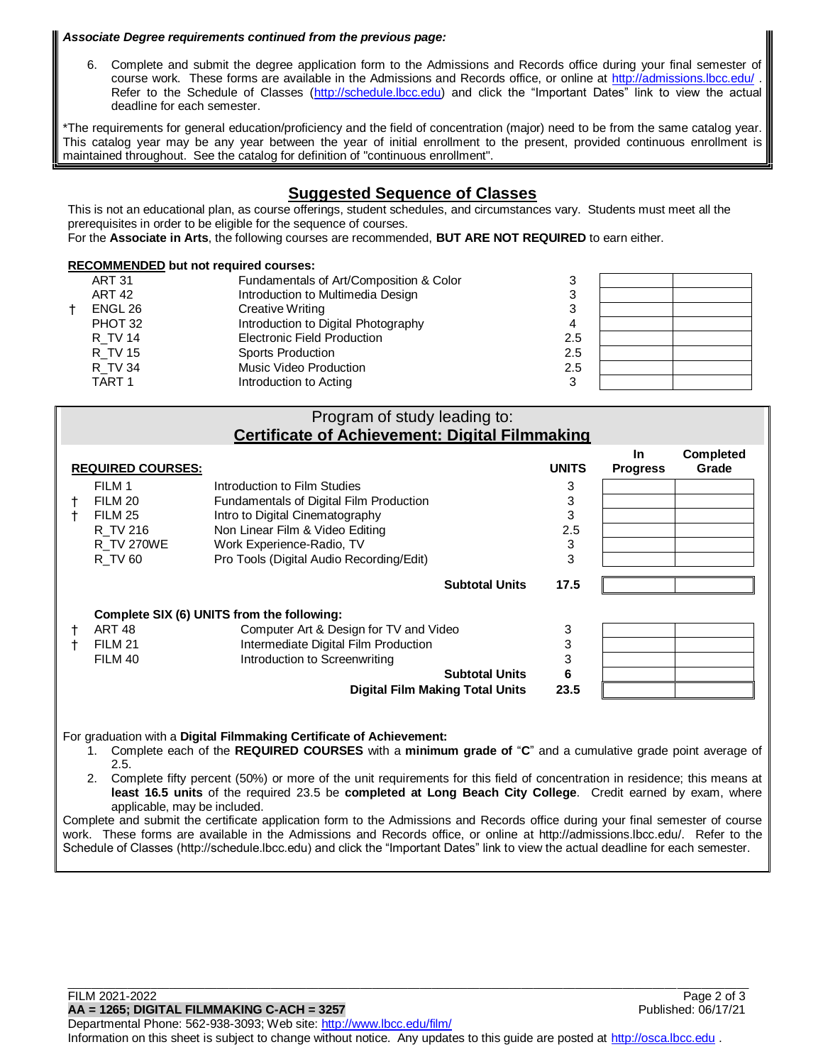***Associate Degree requirements continued from the previous page:***

6. Complete and submit the degree application form to the Admissions and Records office during your final semester of course work. These forms are available in the Admissions and Records office, or online at http://admissions.lbcc.edu/ . Refer to the Schedule of Classes (http://schedule.lbcc.edu) and click the "Important Dates" link to view the actual deadline for each semester.

*The requirements for general education/proficiency and the field of concentration (major) need to be from the same catalog year. This catalog year may be any year between the year of initial enrollment to the present, provided continuous enrollment is maintained throughout. See the catalog for definition of "continuous enrollment".

## Suggested Sequence of Classes

This is not an educational plan, as course offerings, student schedules, and circumstances vary. Students must meet all the prerequisites in order to be eligible for the sequence of courses.
For the **Associate in Arts**, the following courses are recommended, **BUT ARE NOT REQUIRED** to earn either.

**RECOMMENDED but not required courses:**

| | Course | Title | Units | | |
|---|---|---|---|---|---|
| | ART 31 | Fundamentals of Art/Composition & Color | 3 | | |
| | ART 42 | Introduction to Multimedia Design | 3 | | |
| † | ENGL 26 | Creative Writing | 3 | | |
| | PHOT 32 | Introduction to Digital Photography | 4 | | |
| | R_TV 14 | Electronic Field Production | 2.5 | | |
| | R_TV 15 | Sports Production | 2.5 | | |
| | R_TV 34 | Music Video Production | 2.5 | | |
| | TART 1 | Introduction to Acting | 3 | | |

## Program of study leading to: Certificate of Achievement: Digital Filmmaking

| | REQUIRED COURSES: | | UNITS | In Progress | Completed Grade |
|---|---|---|---|---|---|
| | FILM 1 | Introduction to Film Studies | 3 | | |
| † | FILM 20 | Fundamentals of Digital Film Production | 3 | | |
| † | FILM 25 | Intro to Digital Cinematography | 3 | | |
| | R_TV 216 | Non Linear Film & Video Editing | 2.5 | | |
| | R_TV 270WE | Work Experience-Radio, TV | 3 | | |
| | R_TV 60 | Pro Tools (Digital Audio Recording/Edit) | 3 | | |
| | | **Subtotal Units** | **17.5** | | |

**Complete SIX (6) UNITS from the following:**

| | Course | Title | Units | In Progress | Completed Grade |
|---|---|---|---|---|---|
| † | ART 48 | Computer Art & Design for TV and Video | 3 | | |
| † | FILM 21 | Intermediate Digital Film Production | 3 | | |
| | FILM 40 | Introduction to Screenwriting | 3 | | |
| | | **Subtotal Units** | **6** | | |
| | | **Digital Film Making Total Units** | **23.5** | | |

For graduation with a **Digital Filmmaking Certificate of Achievement:**

1. Complete each of the **REQUIRED COURSES** with a **minimum grade of** "**C**" and a cumulative grade point average of 2.5.
2. Complete fifty percent (50%) or more of the unit requirements for this field of concentration in residence; this means at **least 16.5 units** of the required 23.5 be **completed at Long Beach City College**. Credit earned by exam, where applicable, may be included.

Complete and submit the certificate application form to the Admissions and Records office during your final semester of course work. These forms are available in the Admissions and Records office, or online at http://admissions.lbcc.edu/. Refer to the Schedule of Classes (http://schedule.lbcc.edu) and click the "Important Dates" link to view the actual deadline for each semester.

FILM 2021-2022
**AA = 1265; DIGITAL FILMMAKING C-ACH = 3257**
Published: 06/17/21
Departmental Phone: 562-938-3093; Web site: http://www.lbcc.edu/film/
Information on this sheet is subject to change without notice. Any updates to this guide are posted at http://osca.lbcc.edu .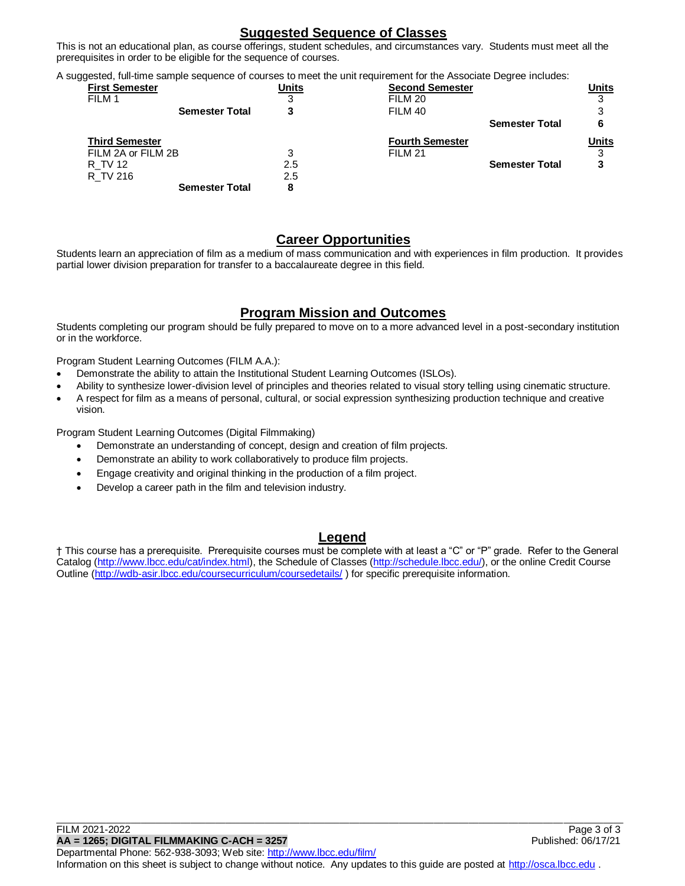## Suggested Sequence of Classes

This is not an educational plan, as course offerings, student schedules, and circumstances vary. Students must meet all the prerequisites in order to be eligible for the sequence of courses.

A suggested, full-time sample sequence of courses to meet the unit requirement for the Associate Degree includes:

| First Semester | Units |
|---|---|
| FILM 1 | 3 |
| **Semester Total** | **3** |

| Second Semester | Units |
|---|---|
| FILM 20 | 3 |
| FILM 40 | 3 |
| **Semester Total** | **6** |

| Third Semester | Units |
|---|---|
| FILM 2A or FILM 2B | 3 |
| R_TV 12 | 2.5 |
| R_TV 216 | 2.5 |
| **Semester Total** | **8** |

| Fourth Semester | Units |
|---|---|
| FILM 21 | 3 |
| **Semester Total** | **3** |

## Career Opportunities

Students learn an appreciation of film as a medium of mass communication and with experiences in film production. It provides partial lower division preparation for transfer to a baccalaureate degree in this field.

## Program Mission and Outcomes

Students completing our program should be fully prepared to move on to a more advanced level in a post-secondary institution or in the workforce.

Program Student Learning Outcomes (FILM A.A.):

- Demonstrate the ability to attain the Institutional Student Learning Outcomes (ISLOs).
- Ability to synthesize lower-division level of principles and theories related to visual story telling using cinematic structure.
- A respect for film as a means of personal, cultural, or social expression synthesizing production technique and creative vision.

Program Student Learning Outcomes (Digital Filmmaking)

- Demonstrate an understanding of concept, design and creation of film projects.
- Demonstrate an ability to work collaboratively to produce film projects.
- Engage creativity and original thinking in the production of a film project.
- Develop a career path in the film and television industry.

## Legend

† This course has a prerequisite. Prerequisite courses must be complete with at least a "C" or "P" grade. Refer to the General Catalog (http://www.lbcc.edu/cat/index.html), the Schedule of Classes (http://schedule.lbcc.edu/), or the online Credit Course Outline (http://wdb-asir.lbcc.edu/coursecurriculum/coursedetails/ ) for specific prerequisite information.

FILM 2021-2022

**AA = 1265; DIGITAL FILMMAKING C-ACH = 3257**

Published: 06/17/21

Departmental Phone: 562-938-3093; Web site: http://www.lbcc.edu/film/

Information on this sheet is subject to change without notice. Any updates to this guide are posted at http://osca.lbcc.edu .